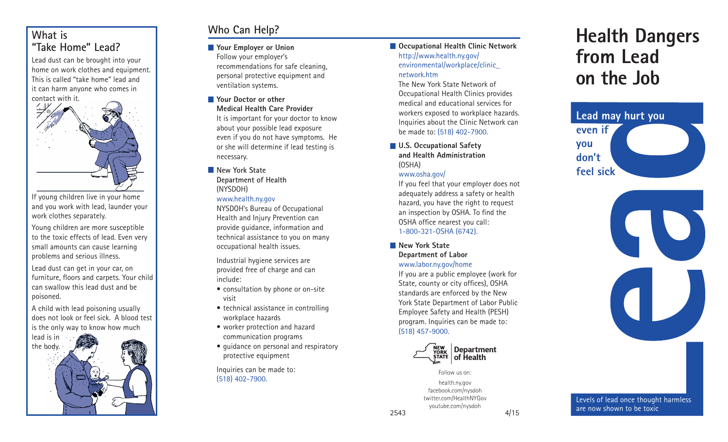## What is "Take Home" Lead?

Lead dust can be brought into your home on work clothes and equipment. This is called "take home" lead and it can harm anyone who comes in contact with it.

If young children live in your home and you work with lead, launder your work clothes separately.

Young children are more susceptible to the toxic effects of lead. Even very small amounts can cause learning problems and serious illness.

Lead dust can get in your car, on furniture, floors and carpets. Your child can swallow this lead dust and be poisoned.

A child with lead poisoning usually does not look or feel sick. A blood test is the only way to know how much lead is in the body.

## Who Can Help?

**Your Employer or Union**
Follow your employer's recommendations for safe cleaning, personal protective equipment and ventilation systems.

**Your Doctor or other Medical Health Care Provider**
It is important for your doctor to know about your possible lead exposure even if you do not have symptoms. He or she will determine if lead testing is necessary.

**New York State Department of Health** (NYSDOH)
www.health.ny.gov
NYSDOH's Bureau of Occupational Health and Injury Prevention can provide guidance, information and technical assistance to you on many occupational health issues.

Industrial hygiene services are provided free of charge and can include:

- consultation by phone or on-site visit
- technical assistance in controlling workplace hazards
- worker protection and hazard communication programs
- guidance on personal and respiratory protective equipment

Inquiries can be made to: (518) 402-7900.

**Occupational Health Clinic Network**
http://www.health.ny.gov/environmental/workplace/clinic_network.htm
The New York State Network of Occupational Health Clinics provides medical and educational services for workers exposed to workplace hazards. Inquiries about the Clinic Network can be made to: (518) 402-7900.

**U.S. Occupational Safety and Health Administration** (OSHA)
www.osha.gov/
If you feel that your employer does not adequately address a safety or health hazard, you have the right to request an inspection by OSHA. To find the OSHA office nearest you call: 1-800-321-OSHA (6742).

**New York State Department of Labor**
www.labor.ny.gov/home
If you are a public employee (work for State, county or city offices), OSHA standards are enforced by the New York State Department of Labor Public Employee Safety and Health (PESH) program. Inquiries can be made to: (518) 457-9000.

New York State Department of Health

Follow us on:
health.ny.gov
facebook.com/nysdoh
twitter.com/HealthNYGov
youtube.com/nysdoh

2543 4/15

# Health Dangers from Lead on the Job

**Lead may hurt you even if you don't feel sick**

Lead

Levels of lead once thought harmless are now shown to be toxic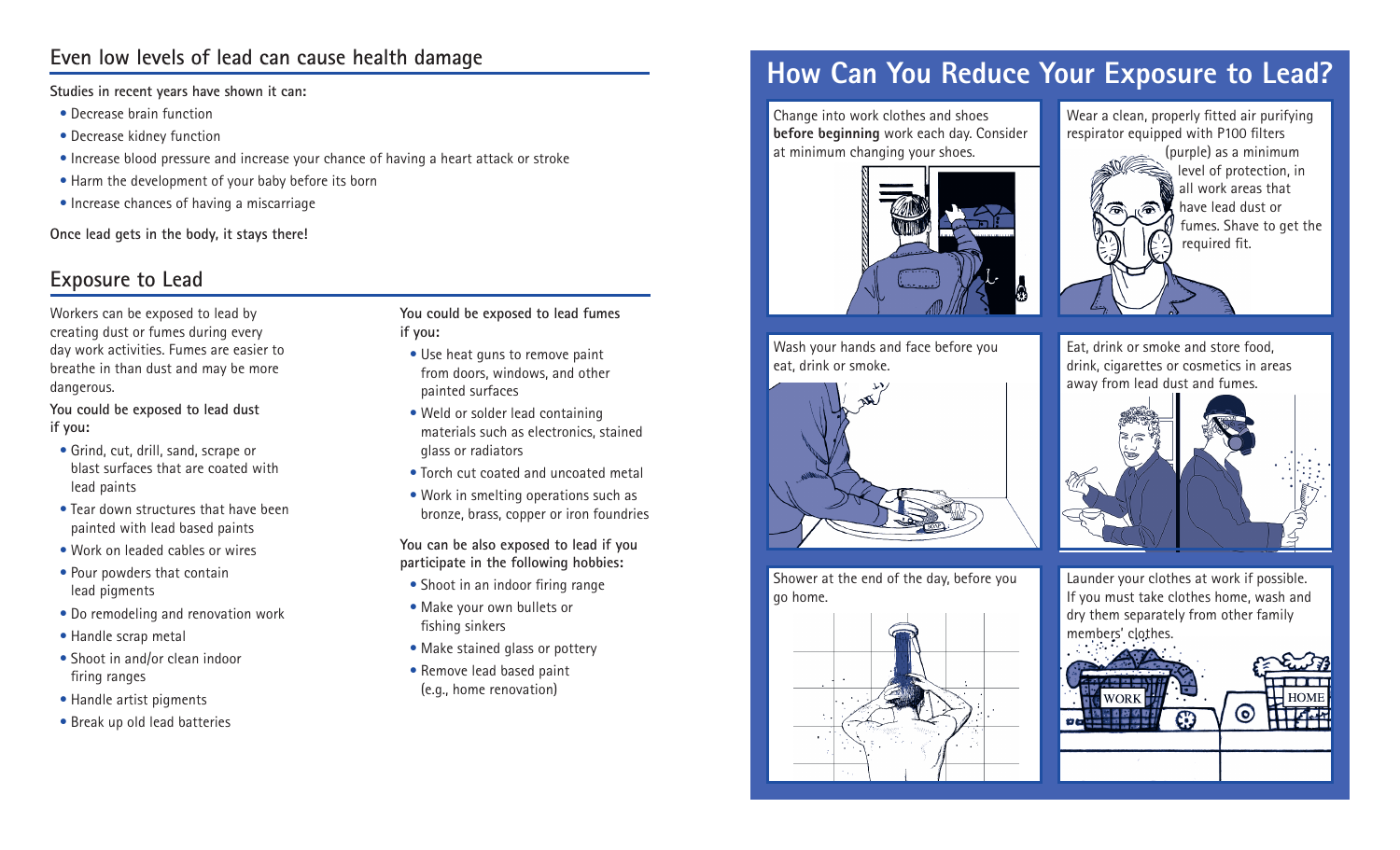## Even low levels of lead can cause health damage

**Studies in recent years have shown it can:**

- Decrease brain function
- Decrease kidney function
- Increase blood pressure and increase your chance of having a heart attack or stroke
- Harm the development of your baby before its born
- Increase chances of having a miscarriage

**Once lead gets in the body, it stays there!**

## Exposure to Lead

Workers can be exposed to lead by creating dust or fumes during every day work activities. Fumes are easier to breathe in than dust and may be more dangerous.

**You could be exposed to lead dust if you:**

- Grind, cut, drill, sand, scrape or blast surfaces that are coated with lead paints
- Tear down structures that have been painted with lead based paints
- Work on leaded cables or wires
- Pour powders that contain lead pigments
- Do remodeling and renovation work
- Handle scrap metal
- Shoot in and/or clean indoor firing ranges
- Handle artist pigments
- Break up old lead batteries

**You could be exposed to lead fumes if you:**

- Use heat guns to remove paint from doors, windows, and other painted surfaces
- Weld or solder lead containing materials such as electronics, stained glass or radiators
- Torch cut coated and uncoated metal
- Work in smelting operations such as bronze, brass, copper or iron foundries

**You can be also exposed to lead if you participate in the following hobbies:**

- Shoot in an indoor firing range
- Make your own bullets or fishing sinkers
- Make stained glass or pottery
- Remove lead based paint (e.g., home renovation)

# How Can You Reduce Your Exposure to Lead?

Change into work clothes and shoes **before beginning** work each day. Consider at minimum changing your shoes.

Wear a clean, properly fitted air purifying respirator equipped with P100 filters (purple) as a minimum level of protection, in all work areas that have lead dust or fumes. Shave to get the required fit.

Wash your hands and face before you eat, drink or smoke.

Eat, drink or smoke and store food, drink, cigarettes or cosmetics in areas away from lead dust and fumes.

Shower at the end of the day, before you go home.

Launder your clothes at work if possible. If you must take clothes home, wash and dry them separately from other family members' clothes.